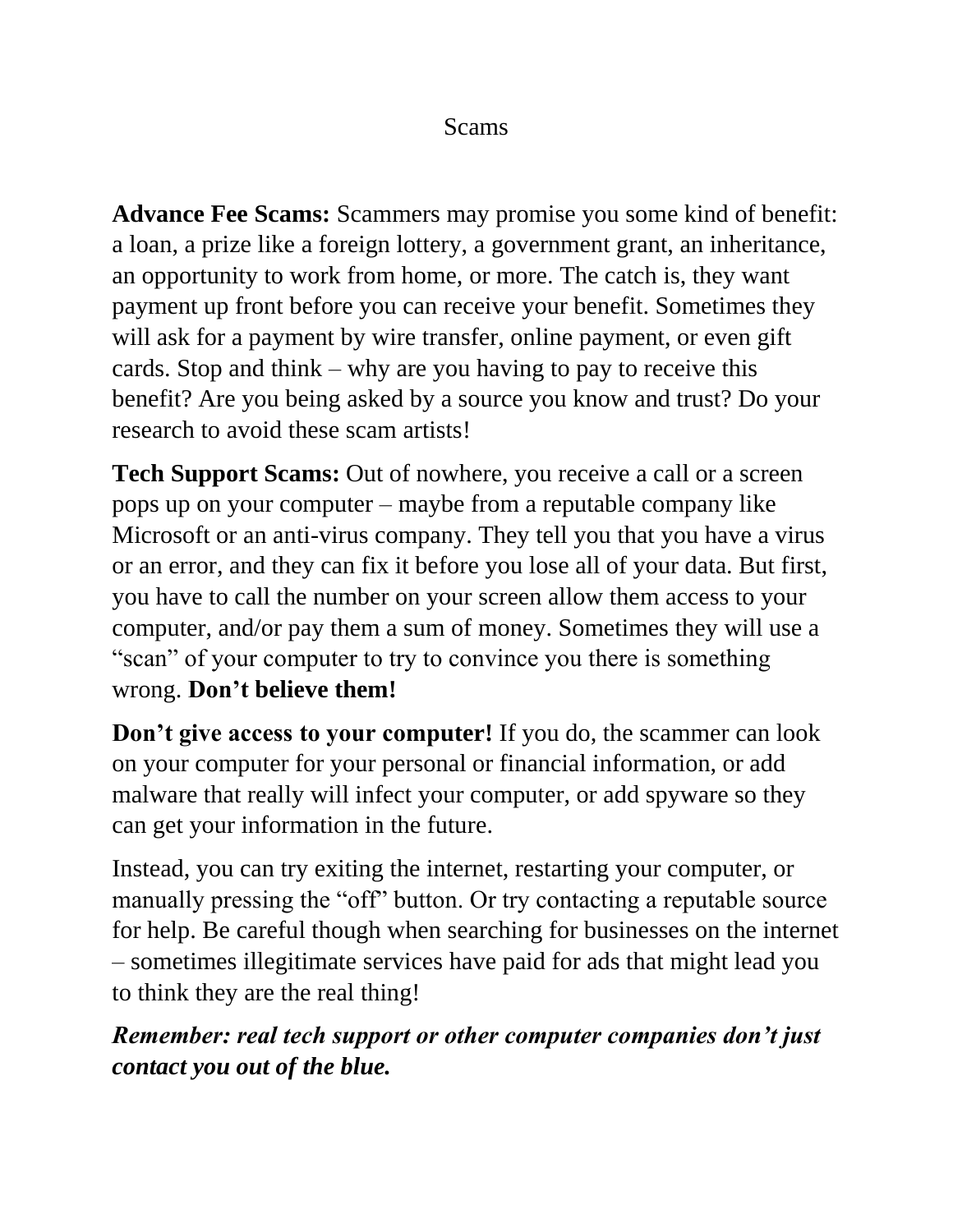# Scams

**Advance Fee Scams:** Scammers may promise you some kind of benefit: a loan, a prize like a foreign lottery, a government grant, an inheritance, an opportunity to work from home, or more. The catch is, they want payment up front before you can receive your benefit. Sometimes they will ask for a payment by wire transfer, online payment, or even gift cards. Stop and think – why are you having to pay to receive this benefit? Are you being asked by a source you know and trust? Do your research to avoid these scam artists!

**Tech Support Scams:** Out of nowhere, you receive a call or a screen pops up on your computer – maybe from a reputable company like Microsoft or an anti-virus company. They tell you that you have a virus or an error, and they can fix it before you lose all of your data. But first, you have to call the number on your screen allow them access to your computer, and/or pay them a sum of money. Sometimes they will use a "scan" of your computer to try to convince you there is something wrong. **Don't believe them!**

**Don't give access to your computer!** If you do, the scammer can look on your computer for your personal or financial information, or add malware that really will infect your computer, or add spyware so they can get your information in the future.

Instead, you can try exiting the internet, restarting your computer, or manually pressing the "off" button. Or try contacting a reputable source for help. Be careful though when searching for businesses on the internet – sometimes illegitimate services have paid for ads that might lead you to think they are the real thing!

***Remember: real tech support or other computer companies don't just contact you out of the blue.***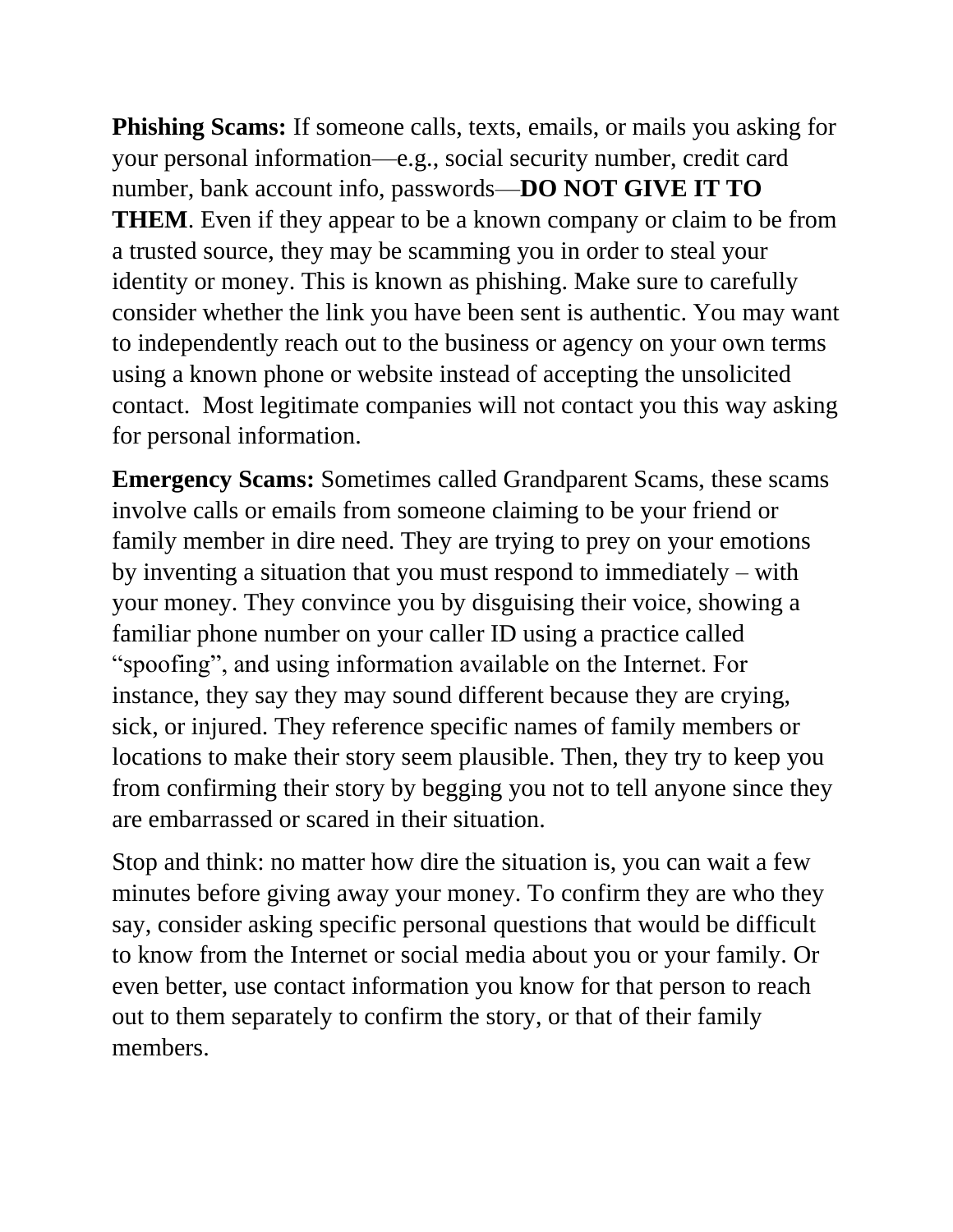**Phishing Scams:** If someone calls, texts, emails, or mails you asking for your personal information—e.g., social security number, credit card number, bank account info, passwords—**DO NOT GIVE IT TO THEM**. Even if they appear to be a known company or claim to be from a trusted source, they may be scamming you in order to steal your identity or money. This is known as phishing. Make sure to carefully consider whether the link you have been sent is authentic. You may want to independently reach out to the business or agency on your own terms using a known phone or website instead of accepting the unsolicited contact. Most legitimate companies will not contact you this way asking for personal information.

**Emergency Scams:** Sometimes called Grandparent Scams, these scams involve calls or emails from someone claiming to be your friend or family member in dire need. They are trying to prey on your emotions by inventing a situation that you must respond to immediately – with your money. They convince you by disguising their voice, showing a familiar phone number on your caller ID using a practice called "spoofing", and using information available on the Internet. For instance, they say they may sound different because they are crying, sick, or injured. They reference specific names of family members or locations to make their story seem plausible. Then, they try to keep you from confirming their story by begging you not to tell anyone since they are embarrassed or scared in their situation.

Stop and think: no matter how dire the situation is, you can wait a few minutes before giving away your money. To confirm they are who they say, consider asking specific personal questions that would be difficult to know from the Internet or social media about you or your family. Or even better, use contact information you know for that person to reach out to them separately to confirm the story, or that of their family members.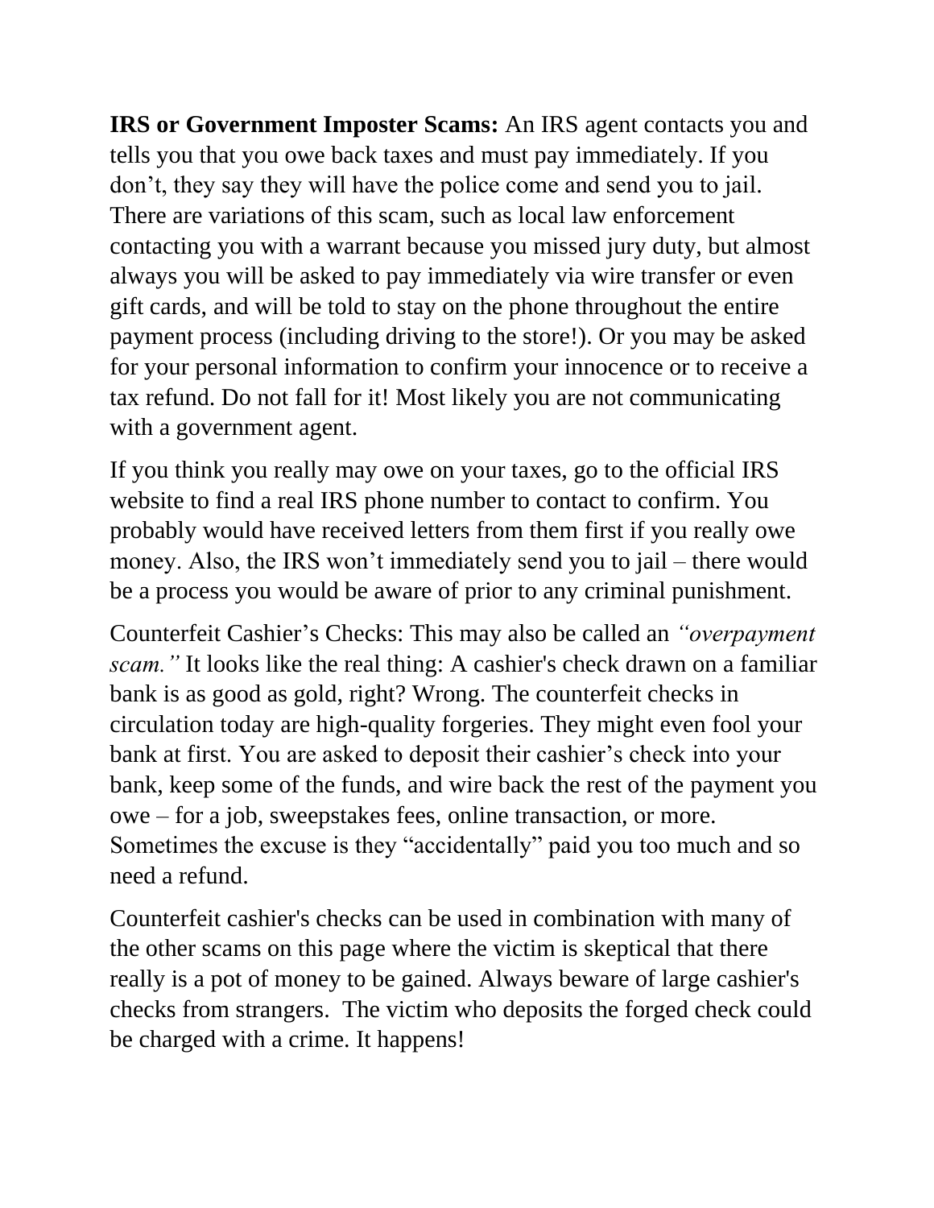**IRS or Government Imposter Scams:** An IRS agent contacts you and tells you that you owe back taxes and must pay immediately. If you don't, they say they will have the police come and send you to jail. There are variations of this scam, such as local law enforcement contacting you with a warrant because you missed jury duty, but almost always you will be asked to pay immediately via wire transfer or even gift cards, and will be told to stay on the phone throughout the entire payment process (including driving to the store!). Or you may be asked for your personal information to confirm your innocence or to receive a tax refund. Do not fall for it! Most likely you are not communicating with a government agent.

If you think you really may owe on your taxes, go to the official IRS website to find a real IRS phone number to contact to confirm. You probably would have received letters from them first if you really owe money. Also, the IRS won't immediately send you to jail – there would be a process you would be aware of prior to any criminal punishment.

Counterfeit Cashier's Checks: This may also be called an *"overpayment scam."* It looks like the real thing: A cashier's check drawn on a familiar bank is as good as gold, right? Wrong. The counterfeit checks in circulation today are high-quality forgeries. They might even fool your bank at first. You are asked to deposit their cashier's check into your bank, keep some of the funds, and wire back the rest of the payment you owe – for a job, sweepstakes fees, online transaction, or more. Sometimes the excuse is they "accidentally" paid you too much and so need a refund.

Counterfeit cashier's checks can be used in combination with many of the other scams on this page where the victim is skeptical that there really is a pot of money to be gained. Always beware of large cashier's checks from strangers. The victim who deposits the forged check could be charged with a crime. It happens!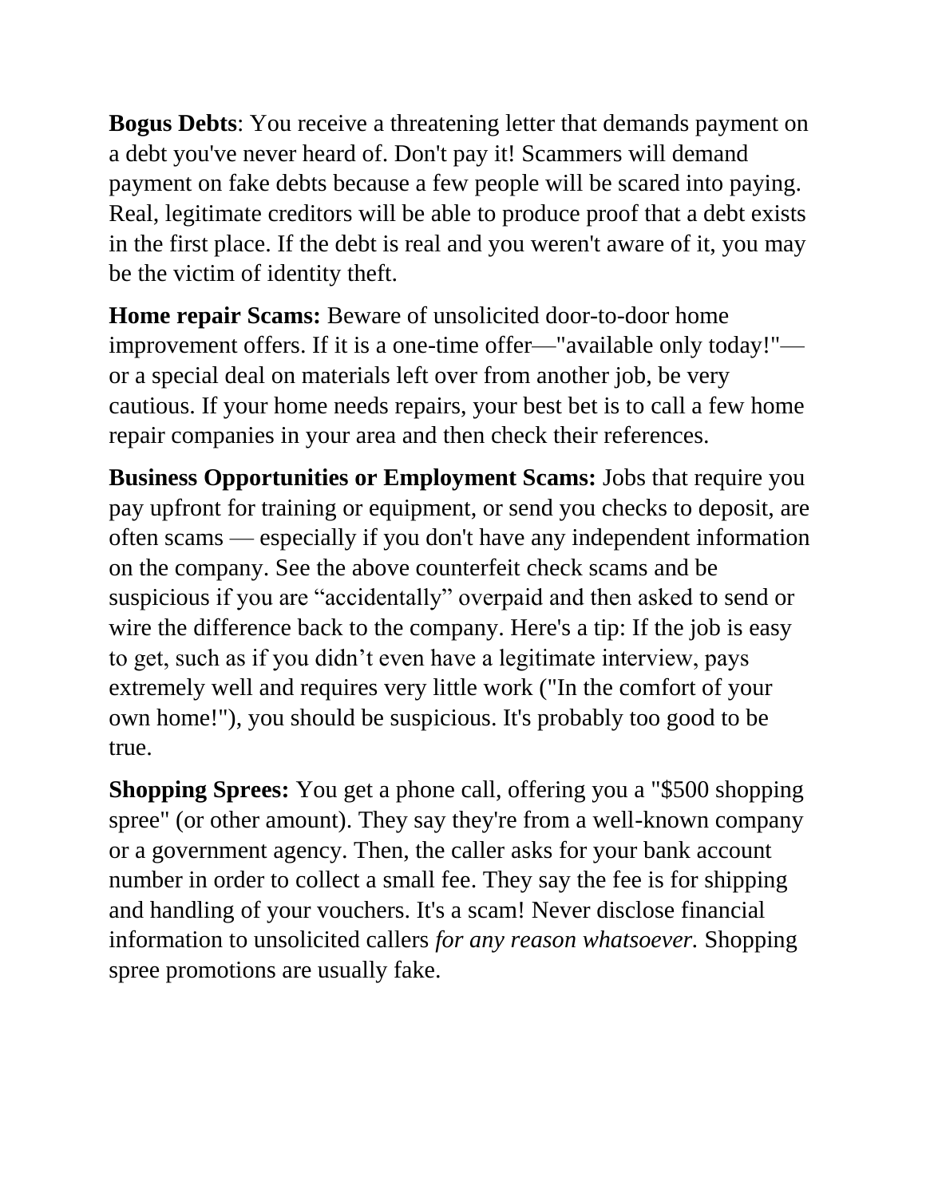**Bogus Debts**: You receive a threatening letter that demands payment on a debt you've never heard of. Don't pay it! Scammers will demand payment on fake debts because a few people will be scared into paying. Real, legitimate creditors will be able to produce proof that a debt exists in the first place. If the debt is real and you weren't aware of it, you may be the victim of identity theft.

**Home repair Scams:** Beware of unsolicited door-to-door home improvement offers. If it is a one-time offer—"available only today!"—or a special deal on materials left over from another job, be very cautious. If your home needs repairs, your best bet is to call a few home repair companies in your area and then check their references.

**Business Opportunities or Employment Scams:** Jobs that require you pay upfront for training or equipment, or send you checks to deposit, are often scams — especially if you don't have any independent information on the company. See the above counterfeit check scams and be suspicious if you are "accidentally" overpaid and then asked to send or wire the difference back to the company. Here's a tip: If the job is easy to get, such as if you didn't even have a legitimate interview, pays extremely well and requires very little work ("In the comfort of your own home!"), you should be suspicious. It's probably too good to be true.

**Shopping Sprees:** You get a phone call, offering you a "$500 shopping spree" (or other amount). They say they're from a well-known company or a government agency. Then, the caller asks for your bank account number in order to collect a small fee. They say the fee is for shipping and handling of your vouchers. It's a scam! Never disclose financial information to unsolicited callers *for any reason whatsoever.* Shopping spree promotions are usually fake.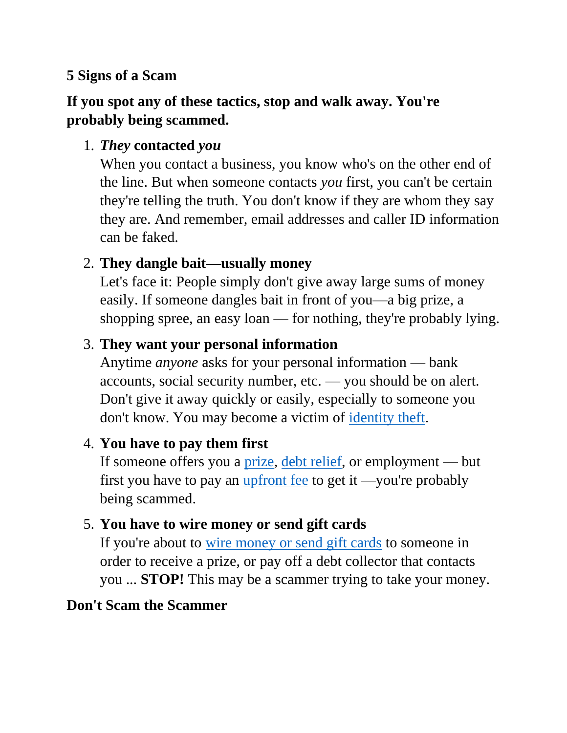**5 Signs of a Scam**

**If you spot any of these tactics, stop and walk away. You're probably being scammed.**

1. ***They* contacted *you***
   When you contact a business, you know who's on the other end of the line. But when someone contacts *you* first, you can't be certain they're telling the truth. You don't know if they are whom they say they are. And remember, email addresses and caller ID information can be faked.

2. **They dangle bait—usually money**
   Let's face it: People simply don't give away large sums of money easily. If someone dangles bait in front of you—a big prize, a shopping spree, an easy loan — for nothing, they're probably lying.

3. **They want your personal information**
   Anytime *anyone* asks for your personal information — bank accounts, social security number, etc. — you should be on alert. Don't give it away quickly or easily, especially to someone you don't know. You may become a victim of identity theft.

4. **You have to pay them first**
   If someone offers you a prize, debt relief, or employment — but first you have to pay an upfront fee to get it —you're probably being scammed.

5. **You have to wire money or send gift cards**
   If you're about to wire money or send gift cards to someone in order to receive a prize, or pay off a debt collector that contacts you ... **STOP!** This may be a scammer trying to take your money.

**Don't Scam the Scammer**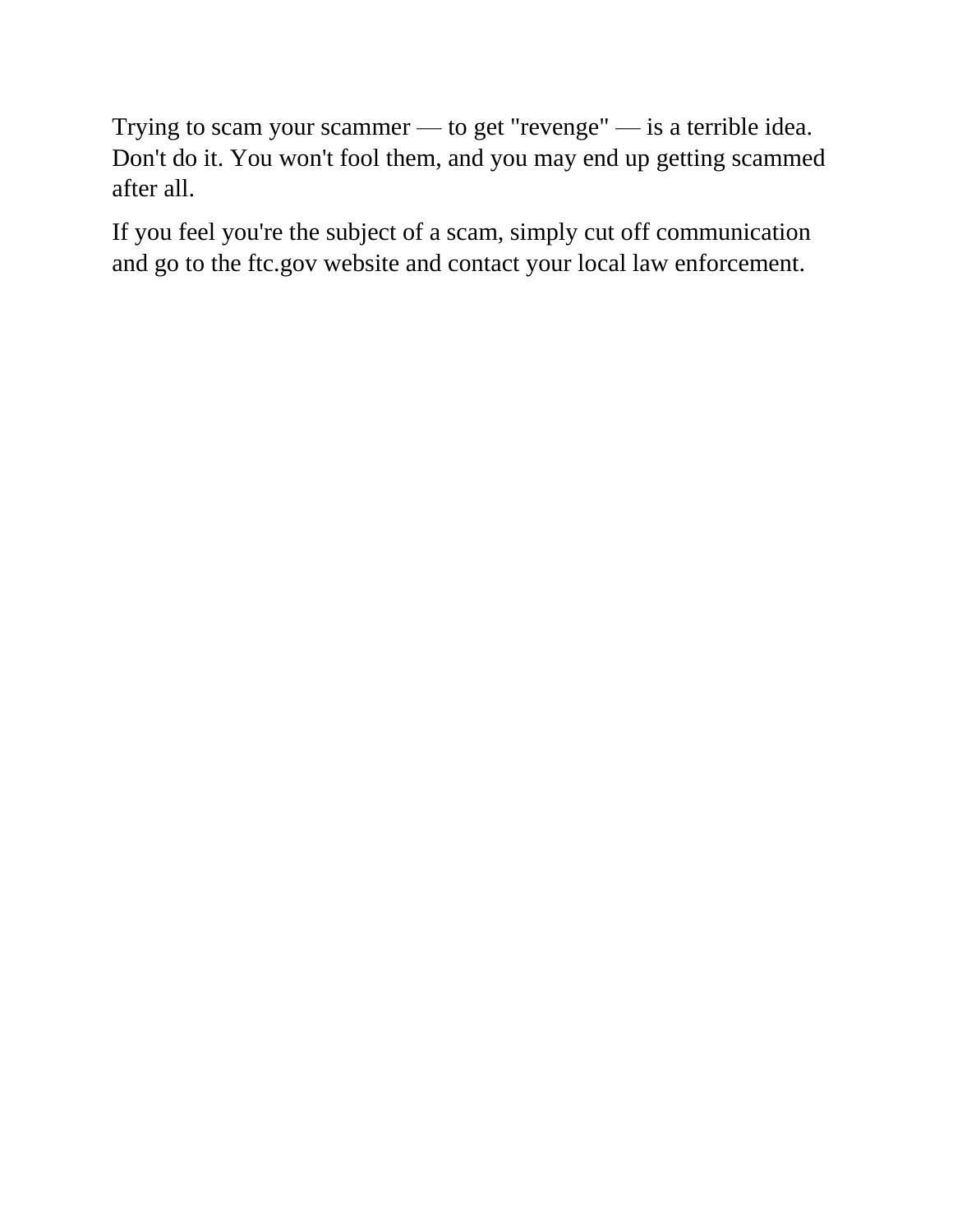Trying to scam your scammer — to get "revenge" — is a terrible idea. Don't do it. You won't fool them, and you may end up getting scammed after all.

If you feel you're the subject of a scam, simply cut off communication and go to the ftc.gov website and contact your local law enforcement.